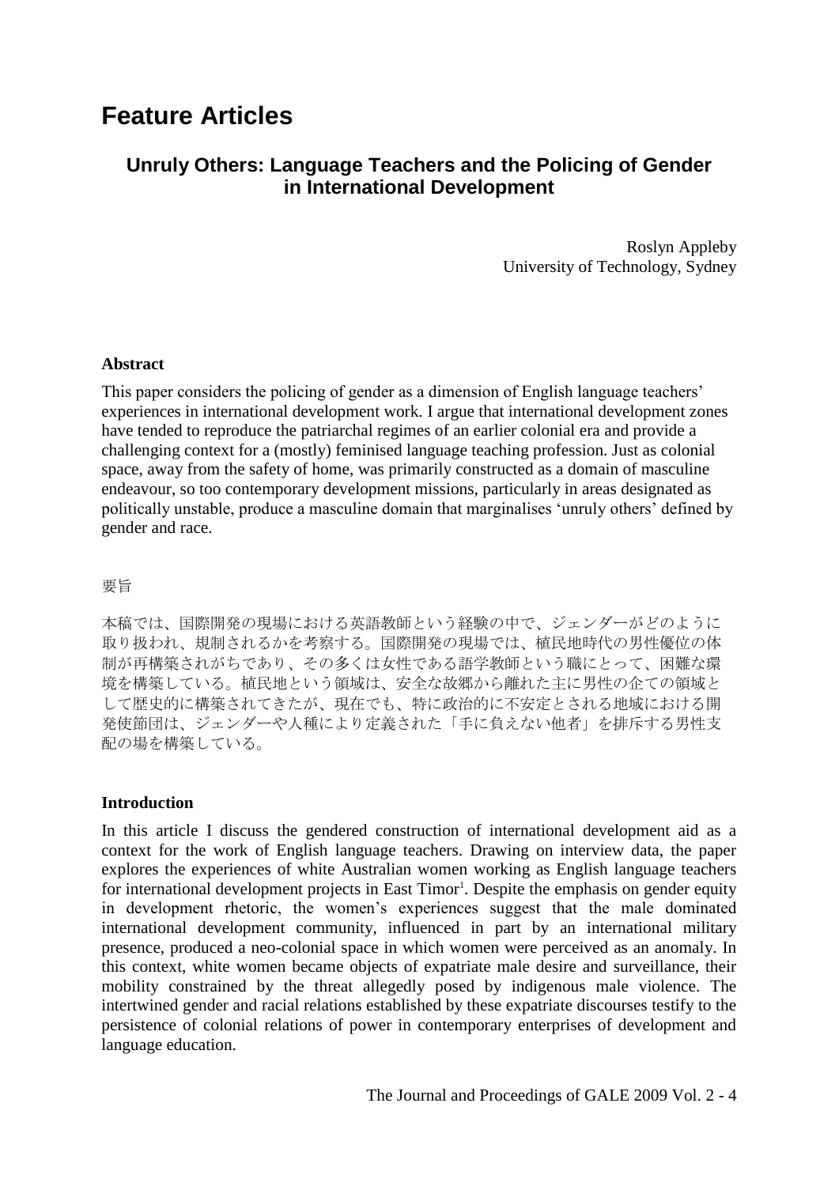# Feature Articles

## Unruly Others: Language Teachers and the Policing of Gender in International Development

Roslyn Appleby
University of Technology, Sydney

**Abstract**

This paper considers the policing of gender as a dimension of English language teachers' experiences in international development work. I argue that international development zones have tended to reproduce the patriarchal regimes of an earlier colonial era and provide a challenging context for a (mostly) feminised language teaching profession. Just as colonial space, away from the safety of home, was primarily constructed as a domain of masculine endeavour, so too contemporary development missions, particularly in areas designated as politically unstable, produce a masculine domain that marginalises 'unruly others' defined by gender and race.

要旨

本稿では、国際開発の現場における英語教師という経験の中で、ジェンダーがどのように取り扱われ、規制されるかを考察する。国際開発の現場では、植民地時代の男性優位の体制が再構築されがちであり、その多くは女性である語学教師という職にとって、困難な環境を構築している。植民地という領域は、安全な故郷から離れた主に男性の企ての領域として歴史的に構築されてきたが、現在でも、特に政治的に不安定とされる地域における開発使節団は、ジェンダーや人種により定義された「手に負えない他者」を排斥する男性支配の場を構築している。

**Introduction**

In this article I discuss the gendered construction of international development aid as a context for the work of English language teachers. Drawing on interview data, the paper explores the experiences of white Australian women working as English language teachers for international development projects in East Timor[1]. Despite the emphasis on gender equity in development rhetoric, the women's experiences suggest that the male dominated international development community, influenced in part by an international military presence, produced a neo-colonial space in which women were perceived as an anomaly. In this context, white women became objects of expatriate male desire and surveillance, their mobility constrained by the threat allegedly posed by indigenous male violence. The intertwined gender and racial relations established by these expatriate discourses testify to the persistence of colonial relations of power in contemporary enterprises of development and language education.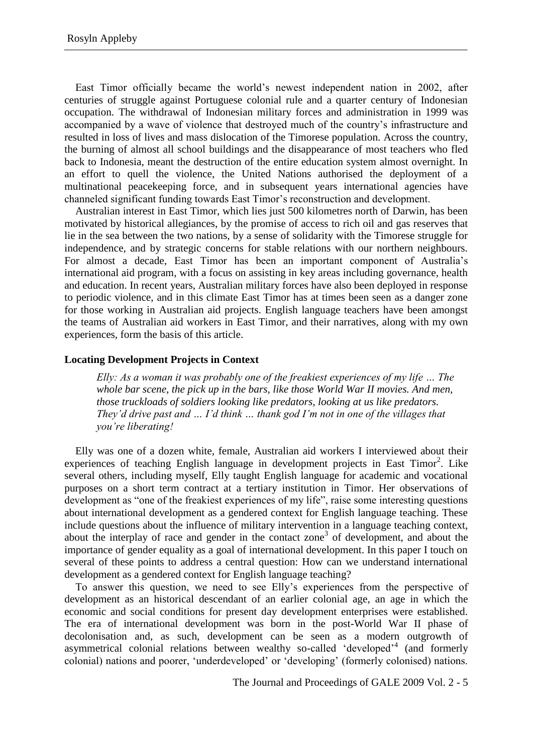East Timor officially became the world's newest independent nation in 2002, after centuries of struggle against Portuguese colonial rule and a quarter century of Indonesian occupation. The withdrawal of Indonesian military forces and administration in 1999 was accompanied by a wave of violence that destroyed much of the country's infrastructure and resulted in loss of lives and mass dislocation of the Timorese population. Across the country, the burning of almost all school buildings and the disappearance of most teachers who fled back to Indonesia, meant the destruction of the entire education system almost overnight. In an effort to quell the violence, the United Nations authorised the deployment of a multinational peacekeeping force, and in subsequent years international agencies have channeled significant funding towards East Timor's reconstruction and development.

Australian interest in East Timor, which lies just 500 kilometres north of Darwin, has been motivated by historical allegiances, by the promise of access to rich oil and gas reserves that lie in the sea between the two nations, by a sense of solidarity with the Timorese struggle for independence, and by strategic concerns for stable relations with our northern neighbours. For almost a decade, East Timor has been an important component of Australia's international aid program, with a focus on assisting in key areas including governance, health and education. In recent years, Australian military forces have also been deployed in response to periodic violence, and in this climate East Timor has at times been seen as a danger zone for those working in Australian aid projects. English language teachers have been amongst the teams of Australian aid workers in East Timor, and their narratives, along with my own experiences, form the basis of this article.

## Locating Development Projects in Context

> *Elly: As a woman it was probably one of the freakiest experiences of my life … The whole bar scene, the pick up in the bars, like those World War II movies. And men, those truckloads of soldiers looking like predators, looking at us like predators. They'd drive past and … I'd think … thank god I'm not in one of the villages that you're liberating!*

Elly was one of a dozen white, female, Australian aid workers I interviewed about their experiences of teaching English language in development projects in East Timor[2]. Like several others, including myself, Elly taught English language for academic and vocational purposes on a short term contract at a tertiary institution in Timor. Her observations of development as "one of the freakiest experiences of my life", raise some interesting questions about international development as a gendered context for English language teaching. These include questions about the influence of military intervention in a language teaching context, about the interplay of race and gender in the contact zone[3] of development, and about the importance of gender equality as a goal of international development. In this paper I touch on several of these points to address a central question: How can we understand international development as a gendered context for English language teaching?

To answer this question, we need to see Elly's experiences from the perspective of development as an historical descendant of an earlier colonial age, an age in which the economic and social conditions for present day development enterprises were established. The era of international development was born in the post-World War II phase of decolonisation and, as such, development can be seen as a modern outgrowth of asymmetrical colonial relations between wealthy so-called 'developed'[4] (and formerly colonial) nations and poorer, 'underdeveloped' or 'developing' (formerly colonised) nations.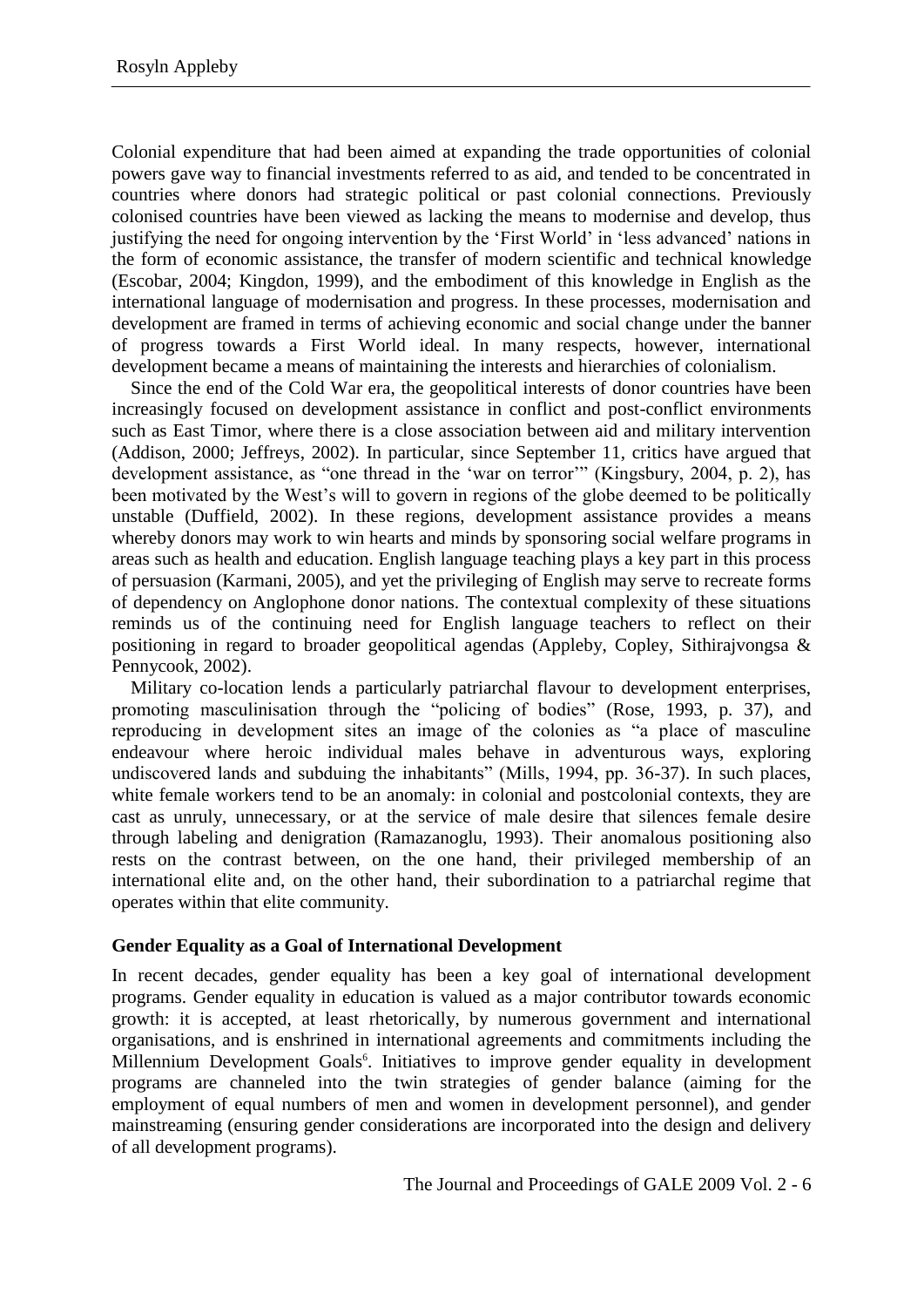Colonial expenditure that had been aimed at expanding the trade opportunities of colonial powers gave way to financial investments referred to as aid, and tended to be concentrated in countries where donors had strategic political or past colonial connections. Previously colonised countries have been viewed as lacking the means to modernise and develop, thus justifying the need for ongoing intervention by the 'First World' in 'less advanced' nations in the form of economic assistance, the transfer of modern scientific and technical knowledge (Escobar, 2004; Kingdon, 1999), and the embodiment of this knowledge in English as the international language of modernisation and progress. In these processes, modernisation and development are framed in terms of achieving economic and social change under the banner of progress towards a First World ideal. In many respects, however, international development became a means of maintaining the interests and hierarchies of colonialism.

Since the end of the Cold War era, the geopolitical interests of donor countries have been increasingly focused on development assistance in conflict and post-conflict environments such as East Timor, where there is a close association between aid and military intervention (Addison, 2000; Jeffreys, 2002). In particular, since September 11, critics have argued that development assistance, as "one thread in the 'war on terror'" (Kingsbury, 2004, p. 2), has been motivated by the West's will to govern in regions of the globe deemed to be politically unstable (Duffield, 2002). In these regions, development assistance provides a means whereby donors may work to win hearts and minds by sponsoring social welfare programs in areas such as health and education. English language teaching plays a key part in this process of persuasion (Karmani, 2005), and yet the privileging of English may serve to recreate forms of dependency on Anglophone donor nations. The contextual complexity of these situations reminds us of the continuing need for English language teachers to reflect on their positioning in regard to broader geopolitical agendas (Appleby, Copley, Sithirajvongsa & Pennycook, 2002).

Military co-location lends a particularly patriarchal flavour to development enterprises, promoting masculinisation through the "policing of bodies" (Rose, 1993, p. 37), and reproducing in development sites an image of the colonies as "a place of masculine endeavour where heroic individual males behave in adventurous ways, exploring undiscovered lands and subduing the inhabitants" (Mills, 1994, pp. 36-37). In such places, white female workers tend to be an anomaly: in colonial and postcolonial contexts, they are cast as unruly, unnecessary, or at the service of male desire that silences female desire through labeling and denigration (Ramazanoglu, 1993). Their anomalous positioning also rests on the contrast between, on the one hand, their privileged membership of an international elite and, on the other hand, their subordination to a patriarchal regime that operates within that elite community.

## Gender Equality as a Goal of International Development

In recent decades, gender equality has been a key goal of international development programs. Gender equality in education is valued as a major contributor towards economic growth: it is accepted, at least rhetorically, by numerous government and international organisations, and is enshrined in international agreements and commitments including the Millennium Development Goals[6]. Initiatives to improve gender equality in development programs are channeled into the twin strategies of gender balance (aiming for the employment of equal numbers of men and women in development personnel), and gender mainstreaming (ensuring gender considerations are incorporated into the design and delivery of all development programs).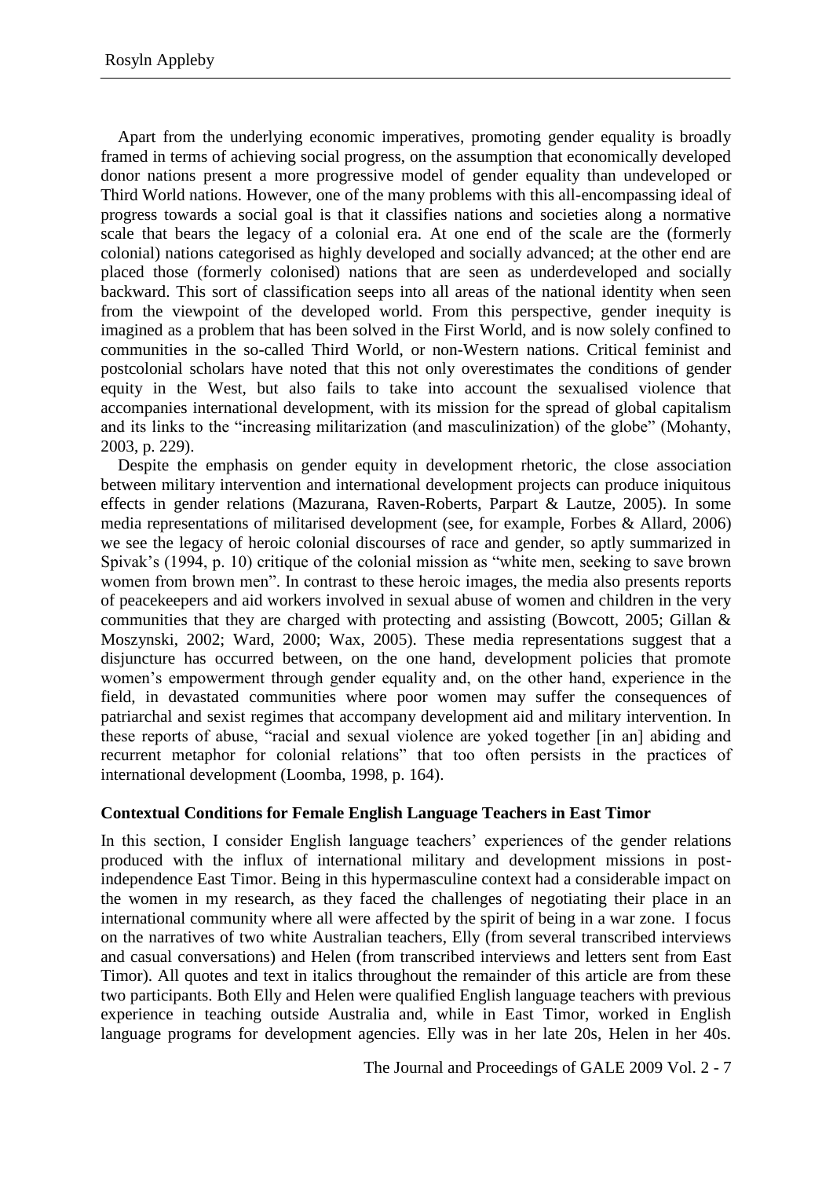Apart from the underlying economic imperatives, promoting gender equality is broadly framed in terms of achieving social progress, on the assumption that economically developed donor nations present a more progressive model of gender equality than undeveloped or Third World nations. However, one of the many problems with this all-encompassing ideal of progress towards a social goal is that it classifies nations and societies along a normative scale that bears the legacy of a colonial era. At one end of the scale are the (formerly colonial) nations categorised as highly developed and socially advanced; at the other end are placed those (formerly colonised) nations that are seen as underdeveloped and socially backward. This sort of classification seeps into all areas of the national identity when seen from the viewpoint of the developed world. From this perspective, gender inequity is imagined as a problem that has been solved in the First World, and is now solely confined to communities in the so-called Third World, or non-Western nations. Critical feminist and postcolonial scholars have noted that this not only overestimates the conditions of gender equity in the West, but also fails to take into account the sexualised violence that accompanies international development, with its mission for the spread of global capitalism and its links to the "increasing militarization (and masculinization) of the globe" (Mohanty, 2003, p. 229).

Despite the emphasis on gender equity in development rhetoric, the close association between military intervention and international development projects can produce iniquitous effects in gender relations (Mazurana, Raven-Roberts, Parpart & Lautze, 2005). In some media representations of militarised development (see, for example, Forbes & Allard, 2006) we see the legacy of heroic colonial discourses of race and gender, so aptly summarized in Spivak's (1994, p. 10) critique of the colonial mission as "white men, seeking to save brown women from brown men". In contrast to these heroic images, the media also presents reports of peacekeepers and aid workers involved in sexual abuse of women and children in the very communities that they are charged with protecting and assisting (Bowcott, 2005; Gillan & Moszynski, 2002; Ward, 2000; Wax, 2005). These media representations suggest that a disjuncture has occurred between, on the one hand, development policies that promote women's empowerment through gender equality and, on the other hand, experience in the field, in devastated communities where poor women may suffer the consequences of patriarchal and sexist regimes that accompany development aid and military intervention. In these reports of abuse, "racial and sexual violence are yoked together [in an] abiding and recurrent metaphor for colonial relations" that too often persists in the practices of international development (Loomba, 1998, p. 164).

**Contextual Conditions for Female English Language Teachers in East Timor**

In this section, I consider English language teachers' experiences of the gender relations produced with the influx of international military and development missions in post-independence East Timor. Being in this hypermasculine context had a considerable impact on the women in my research, as they faced the challenges of negotiating their place in an international community where all were affected by the spirit of being in a war zone. I focus on the narratives of two white Australian teachers, Elly (from several transcribed interviews and casual conversations) and Helen (from transcribed interviews and letters sent from East Timor). All quotes and text in italics throughout the remainder of this article are from these two participants. Both Elly and Helen were qualified English language teachers with previous experience in teaching outside Australia and, while in East Timor, worked in English language programs for development agencies. Elly was in her late 20s, Helen in her 40s.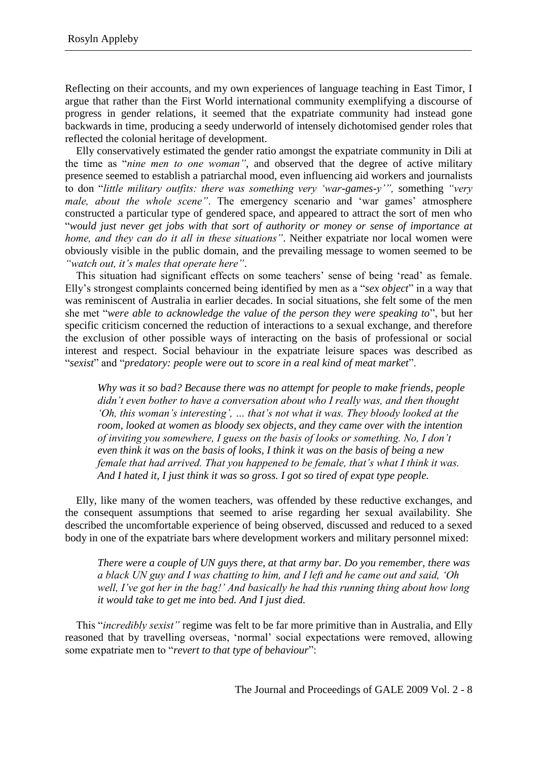Reflecting on their accounts, and my own experiences of language teaching in East Timor, I argue that rather than the First World international community exemplifying a discourse of progress in gender relations, it seemed that the expatriate community had instead gone backwards in time, producing a seedy underworld of intensely dichotomised gender roles that reflected the colonial heritage of development.

Elly conservatively estimated the gender ratio amongst the expatriate community in Dili at the time as "*nine men to one woman"*, and observed that the degree of active military presence seemed to establish a patriarchal mood, even influencing aid workers and journalists to don "*little military outfits: there was something very 'war-games-y'",* something *"very male, about the whole scene"*. The emergency scenario and 'war games' atmosphere constructed a particular type of gendered space, and appeared to attract the sort of men who "*would just never get jobs with that sort of authority or money or sense of importance at home, and they can do it all in these situations"*. Neither expatriate nor local women were obviously visible in the public domain, and the prevailing message to women seemed to be *"watch out, it's males that operate here"*.

This situation had significant effects on some teachers' sense of being 'read' as female. Elly's strongest complaints concerned being identified by men as a "*sex object*" in a way that was reminiscent of Australia in earlier decades. In social situations, she felt some of the men she met "*were able to acknowledge the value of the person they were speaking to*", but her specific criticism concerned the reduction of interactions to a sexual exchange, and therefore the exclusion of other possible ways of interacting on the basis of professional or social interest and respect. Social behaviour in the expatriate leisure spaces was described as "*sexist*" and "*predatory: people were out to score in a real kind of meat market*".

> *Why was it so bad? Because there was no attempt for people to make friends, people didn't even bother to have a conversation about who I really was, and then thought 'Oh, this woman's interesting', … that's not what it was. They bloody looked at the room, looked at women as bloody sex objects, and they came over with the intention of inviting you somewhere, I guess on the basis of looks or something. No, I don't even think it was on the basis of looks, I think it was on the basis of being a new female that had arrived. That you happened to be female, that's what I think it was. And I hated it, I just think it was so gross. I got so tired of expat type people.*

Elly, like many of the women teachers, was offended by these reductive exchanges, and the consequent assumptions that seemed to arise regarding her sexual availability. She described the uncomfortable experience of being observed, discussed and reduced to a sexed body in one of the expatriate bars where development workers and military personnel mixed:

> *There were a couple of UN guys there, at that army bar. Do you remember, there was a black UN guy and I was chatting to him, and I left and he came out and said, 'Oh well, I've got her in the bag!' And basically he had this running thing about how long it would take to get me into bed. And I just died.*

This "*incredibly sexist"* regime was felt to be far more primitive than in Australia, and Elly reasoned that by travelling overseas, 'normal' social expectations were removed, allowing some expatriate men to "*revert to that type of behaviour*":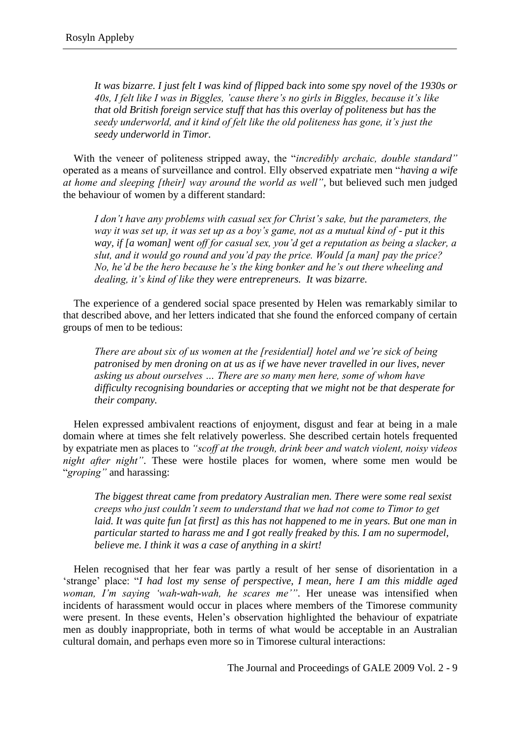> *It was bizarre. I just felt I was kind of flipped back into some spy novel of the 1930s or 40s, I felt like I was in Biggles, 'cause there's no girls in Biggles, because it's like that old British foreign service stuff that has this overlay of politeness but has the seedy underworld, and it kind of felt like the old politeness has gone, it's just the seedy underworld in Timor.*

With the veneer of politeness stripped away, the "*incredibly archaic, double standard"* operated as a means of surveillance and control. Elly observed expatriate men "*having a wife at home and sleeping [their] way around the world as well"*, but believed such men judged the behaviour of women by a different standard:

> *I don't have any problems with casual sex for Christ's sake, but the parameters, the way it was set up, it was set up as a boy's game, not as a mutual kind of - put it this way, if [a woman] went off for casual sex, you'd get a reputation as being a slacker, a slut, and it would go round and you'd pay the price. Would [a man] pay the price? No, he'd be the hero because he's the king bonker and he's out there wheeling and dealing, it's kind of like they were entrepreneurs. It was bizarre.*

The experience of a gendered social space presented by Helen was remarkably similar to that described above, and her letters indicated that she found the enforced company of certain groups of men to be tedious:

> *There are about six of us women at the [residential] hotel and we're sick of being patronised by men droning on at us as if we have never travelled in our lives, never asking us about ourselves … There are so many men here, some of whom have difficulty recognising boundaries or accepting that we might not be that desperate for their company.*

Helen expressed ambivalent reactions of enjoyment, disgust and fear at being in a male domain where at times she felt relatively powerless. She described certain hotels frequented by expatriate men as places to *"scoff at the trough, drink beer and watch violent, noisy videos night after night"*. These were hostile places for women, where some men would be "*groping"* and harassing:

> *The biggest threat came from predatory Australian men. There were some real sexist creeps who just couldn't seem to understand that we had not come to Timor to get laid. It was quite fun [at first] as this has not happened to me in years. But one man in particular started to harass me and I got really freaked by this. I am no supermodel, believe me. I think it was a case of anything in a skirt!*

Helen recognised that her fear was partly a result of her sense of disorientation in a 'strange' place: "*I had lost my sense of perspective, I mean, here I am this middle aged woman, I'm saying 'wah-wah-wah, he scares me'"*. Her unease was intensified when incidents of harassment would occur in places where members of the Timorese community were present. In these events, Helen's observation highlighted the behaviour of expatriate men as doubly inappropriate, both in terms of what would be acceptable in an Australian cultural domain, and perhaps even more so in Timorese cultural interactions: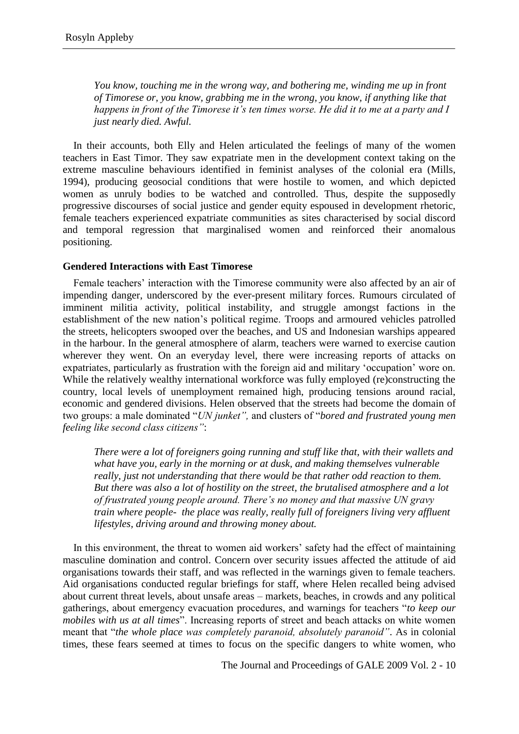> *You know, touching me in the wrong way, and bothering me, winding me up in front of Timorese or, you know, grabbing me in the wrong, you know, if anything like that happens in front of the Timorese it's ten times worse. He did it to me at a party and I just nearly died. Awful.*

In their accounts, both Elly and Helen articulated the feelings of many of the women teachers in East Timor. They saw expatriate men in the development context taking on the extreme masculine behaviours identified in feminist analyses of the colonial era (Mills, 1994), producing geosocial conditions that were hostile to women, and which depicted women as unruly bodies to be watched and controlled. Thus, despite the supposedly progressive discourses of social justice and gender equity espoused in development rhetoric, female teachers experienced expatriate communities as sites characterised by social discord and temporal regression that marginalised women and reinforced their anomalous positioning.

**Gendered Interactions with East Timorese**

Female teachers' interaction with the Timorese community were also affected by an air of impending danger, underscored by the ever-present military forces. Rumours circulated of imminent militia activity, political instability, and struggle amongst factions in the establishment of the new nation's political regime. Troops and armoured vehicles patrolled the streets, helicopters swooped over the beaches, and US and Indonesian warships appeared in the harbour. In the general atmosphere of alarm, teachers were warned to exercise caution wherever they went. On an everyday level, there were increasing reports of attacks on expatriates, particularly as frustration with the foreign aid and military 'occupation' wore on. While the relatively wealthy international workforce was fully employed (re)constructing the country, local levels of unemployment remained high, producing tensions around racial, economic and gendered divisions. Helen observed that the streets had become the domain of two groups: a male dominated "*UN junket",* and clusters of "*bored and frustrated young men feeling like second class citizens"*:

> *There were a lot of foreigners going running and stuff like that, with their wallets and what have you, early in the morning or at dusk, and making themselves vulnerable really, just not understanding that there would be that rather odd reaction to them. But there was also a lot of hostility on the street, the brutalised atmosphere and a lot of frustrated young people around. There's no money and that massive UN gravy train where people- the place was really, really full of foreigners living very affluent lifestyles, driving around and throwing money about.*

In this environment, the threat to women aid workers' safety had the effect of maintaining masculine domination and control. Concern over security issues affected the attitude of aid organisations towards their staff, and was reflected in the warnings given to female teachers. Aid organisations conducted regular briefings for staff, where Helen recalled being advised about current threat levels, about unsafe areas – markets, beaches, in crowds and any political gatherings, about emergency evacuation procedures, and warnings for teachers "*to keep our mobiles with us at all times*". Increasing reports of street and beach attacks on white women meant that "*the whole place was completely paranoid, absolutely paranoid"*. As in colonial times, these fears seemed at times to focus on the specific dangers to white women, who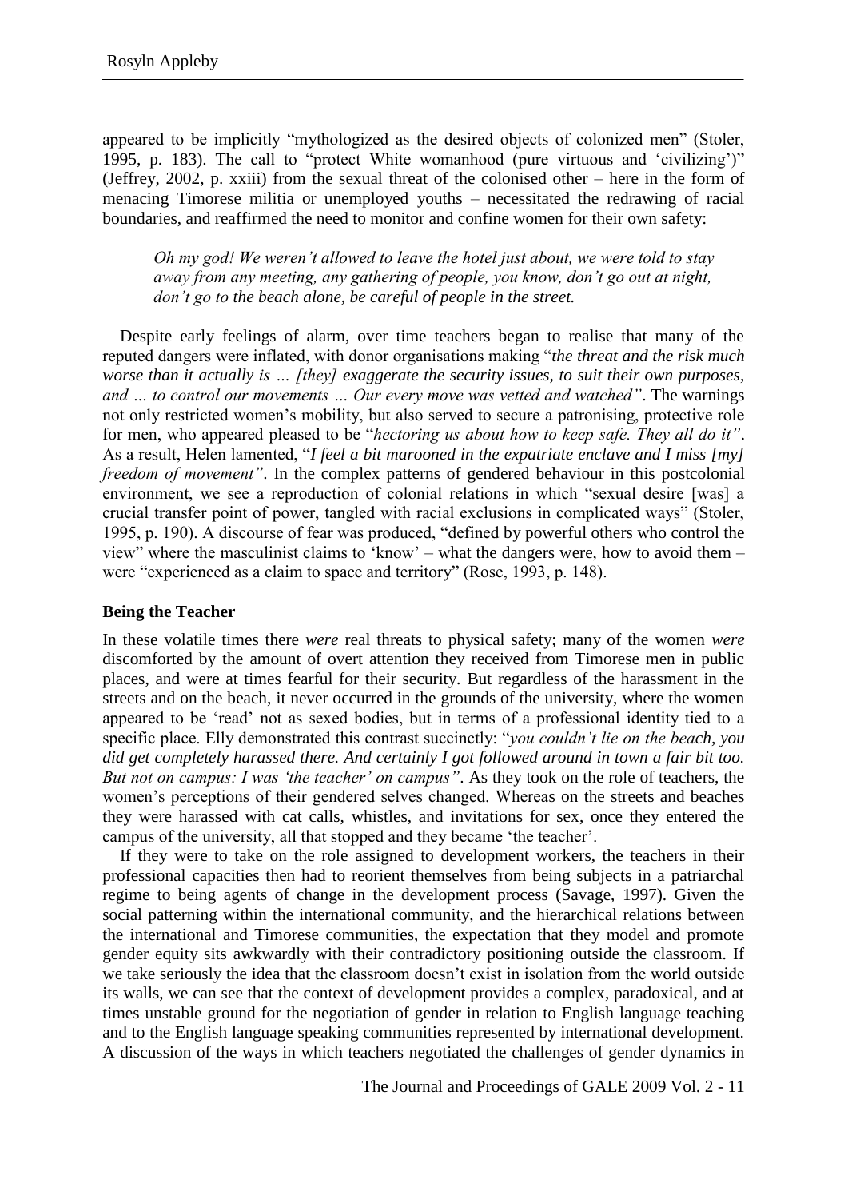appeared to be implicitly "mythologized as the desired objects of colonized men" (Stoler, 1995, p. 183). The call to "protect White womanhood (pure virtuous and 'civilizing')" (Jeffrey, 2002, p. xxiii) from the sexual threat of the colonised other – here in the form of menacing Timorese militia or unemployed youths – necessitated the redrawing of racial boundaries, and reaffirmed the need to monitor and confine women for their own safety:

> *Oh my god! We weren't allowed to leave the hotel just about, we were told to stay away from any meeting, any gathering of people, you know, don't go out at night, don't go to the beach alone, be careful of people in the street.*

Despite early feelings of alarm, over time teachers began to realise that many of the reputed dangers were inflated, with donor organisations making "*the threat and the risk much worse than it actually is … [they] exaggerate the security issues, to suit their own purposes, and … to control our movements … Our every move was vetted and watched"*. The warnings not only restricted women's mobility, but also served to secure a patronising, protective role for men, who appeared pleased to be "*hectoring us about how to keep safe. They all do it"*. As a result, Helen lamented, "*I feel a bit marooned in the expatriate enclave and I miss [my] freedom of movement"*. In the complex patterns of gendered behaviour in this postcolonial environment, we see a reproduction of colonial relations in which "sexual desire [was] a crucial transfer point of power, tangled with racial exclusions in complicated ways" (Stoler, 1995, p. 190). A discourse of fear was produced, "defined by powerful others who control the view" where the masculinist claims to 'know' – what the dangers were, how to avoid them – were "experienced as a claim to space and territory" (Rose, 1993, p. 148).

**Being the Teacher**

In these volatile times there *were* real threats to physical safety; many of the women *were* discomforted by the amount of overt attention they received from Timorese men in public places, and were at times fearful for their security. But regardless of the harassment in the streets and on the beach, it never occurred in the grounds of the university, where the women appeared to be 'read' not as sexed bodies, but in terms of a professional identity tied to a specific place. Elly demonstrated this contrast succinctly: "*you couldn't lie on the beach, you did get completely harassed there. And certainly I got followed around in town a fair bit too. But not on campus: I was 'the teacher' on campus"*. As they took on the role of teachers, the women's perceptions of their gendered selves changed. Whereas on the streets and beaches they were harassed with cat calls, whistles, and invitations for sex, once they entered the campus of the university, all that stopped and they became 'the teacher'.

If they were to take on the role assigned to development workers, the teachers in their professional capacities then had to reorient themselves from being subjects in a patriarchal regime to being agents of change in the development process (Savage, 1997). Given the social patterning within the international community, and the hierarchical relations between the international and Timorese communities, the expectation that they model and promote gender equity sits awkwardly with their contradictory positioning outside the classroom. If we take seriously the idea that the classroom doesn't exist in isolation from the world outside its walls, we can see that the context of development provides a complex, paradoxical, and at times unstable ground for the negotiation of gender in relation to English language teaching and to the English language speaking communities represented by international development. A discussion of the ways in which teachers negotiated the challenges of gender dynamics in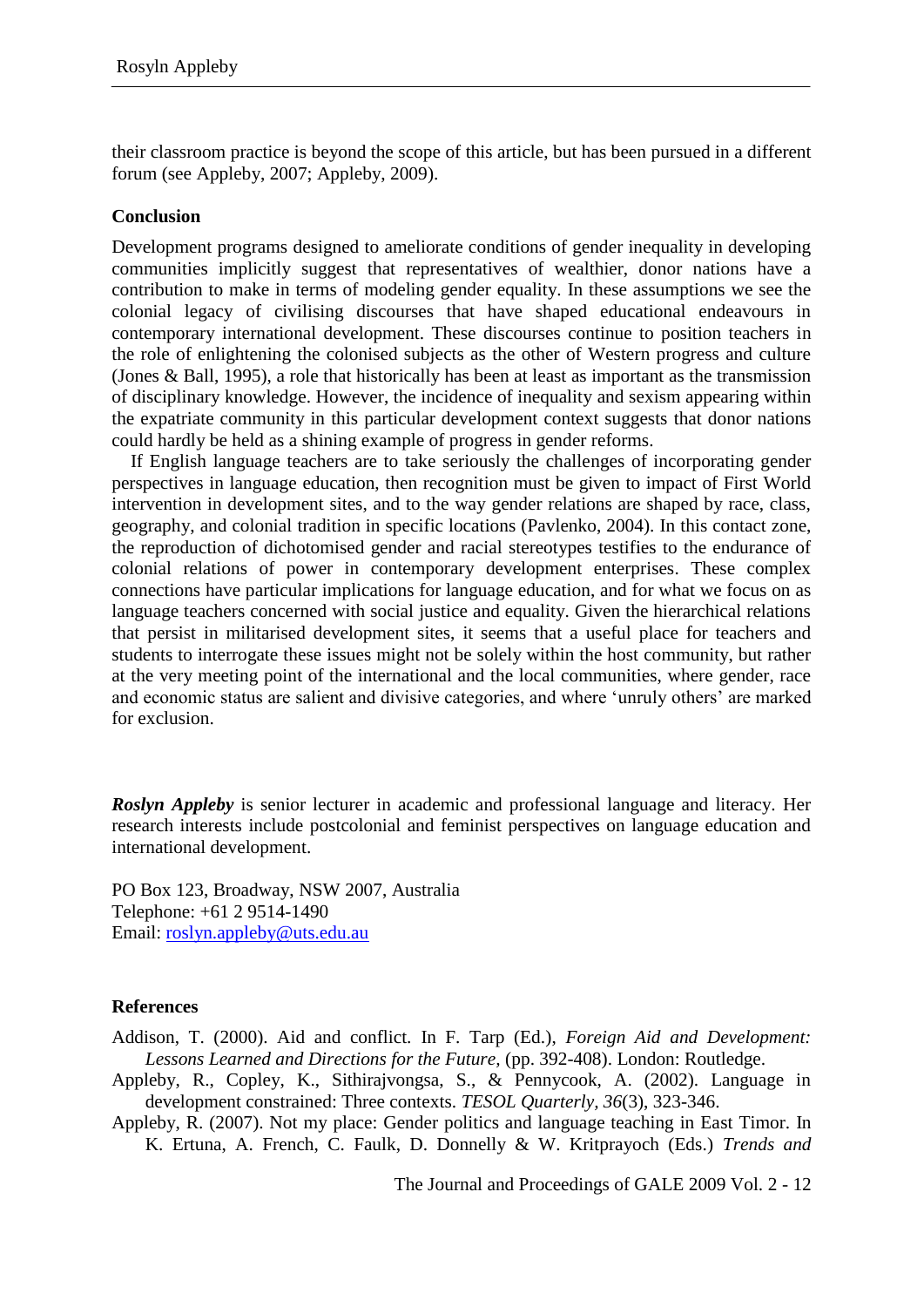their classroom practice is beyond the scope of this article, but has been pursued in a different forum (see Appleby, 2007; Appleby, 2009).

## Conclusion

Development programs designed to ameliorate conditions of gender inequality in developing communities implicitly suggest that representatives of wealthier, donor nations have a contribution to make in terms of modeling gender equality. In these assumptions we see the colonial legacy of civilising discourses that have shaped educational endeavours in contemporary international development. These discourses continue to position teachers in the role of enlightening the colonised subjects as the other of Western progress and culture (Jones & Ball, 1995), a role that historically has been at least as important as the transmission of disciplinary knowledge. However, the incidence of inequality and sexism appearing within the expatriate community in this particular development context suggests that donor nations could hardly be held as a shining example of progress in gender reforms.

If English language teachers are to take seriously the challenges of incorporating gender perspectives in language education, then recognition must be given to impact of First World intervention in development sites, and to the way gender relations are shaped by race, class, geography, and colonial tradition in specific locations (Pavlenko, 2004). In this contact zone, the reproduction of dichotomised gender and racial stereotypes testifies to the endurance of colonial relations of power in contemporary development enterprises. These complex connections have particular implications for language education, and for what we focus on as language teachers concerned with social justice and equality. Given the hierarchical relations that persist in militarised development sites, it seems that a useful place for teachers and students to interrogate these issues might not be solely within the host community, but rather at the very meeting point of the international and the local communities, where gender, race and economic status are salient and divisive categories, and where 'unruly others' are marked for exclusion.

***Roslyn Appleby*** is senior lecturer in academic and professional language and literacy. Her research interests include postcolonial and feminist perspectives on language education and international development.

PO Box 123, Broadway, NSW 2007, Australia
Telephone: +61 2 9514-1490
Email: roslyn.appleby@uts.edu.au

## References

Addison, T. (2000). Aid and conflict. In F. Tarp (Ed.), *Foreign Aid and Development: Lessons Learned and Directions for the Future,* (pp. 392-408). London: Routledge.

Appleby, R., Copley, K., Sithirajvongsa, S., & Pennycook, A. (2002). Language in development constrained: Three contexts. *TESOL Quarterly, 36*(3), 323-346.

Appleby, R. (2007). Not my place: Gender politics and language teaching in East Timor. In K. Ertuna, A. French, C. Faulk, D. Donnelly & W. Kritprayoch (Eds.) *Trends and*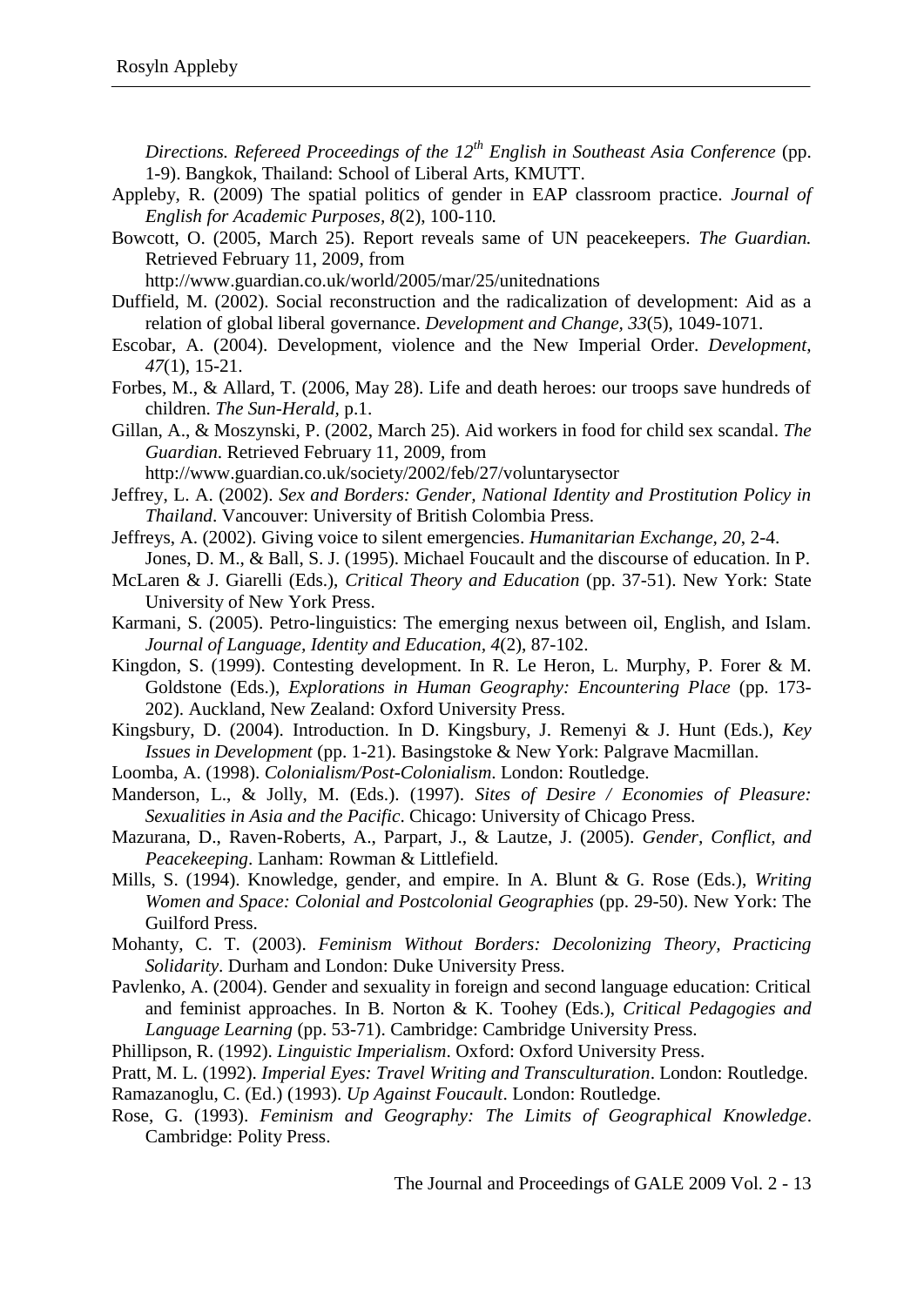*Directions. Refereed Proceedings of the 12th English in Southeast Asia Conference* (pp. 1-9). Bangkok, Thailand: School of Liberal Arts, KMUTT.

Appleby, R. (2009) The spatial politics of gender in EAP classroom practice. *Journal of English for Academic Purposes, 8*(2), 100-110*.*

Bowcott, O. (2005, March 25). Report reveals same of UN peacekeepers. *The Guardian.* Retrieved February 11, 2009, from http://www.guardian.co.uk/world/2005/mar/25/unitednations

Duffield, M. (2002). Social reconstruction and the radicalization of development: Aid as a relation of global liberal governance. *Development and Change, 33*(5), 1049-1071.

Escobar, A. (2004). Development, violence and the New Imperial Order. *Development, 47*(1), 15-21.

Forbes, M., & Allard, T. (2006, May 28). Life and death heroes: our troops save hundreds of children. *The Sun-Herald*, p.1.

Gillan, A., & Moszynski, P. (2002, March 25). Aid workers in food for child sex scandal. *The Guardian*. Retrieved February 11, 2009, from http://www.guardian.co.uk/society/2002/feb/27/voluntarysector

Jeffrey, L. A. (2002). *Sex and Borders: Gender, National Identity and Prostitution Policy in Thailand*. Vancouver: University of British Colombia Press.

Jeffreys, A. (2002). Giving voice to silent emergencies. *Humanitarian Exchange, 20*, 2-4.

Jones, D. M., & Ball, S. J. (1995). Michael Foucault and the discourse of education. In P. McLaren & J. Giarelli (Eds.), *Critical Theory and Education* (pp. 37-51). New York: State University of New York Press.

Karmani, S. (2005). Petro-linguistics: The emerging nexus between oil, English, and Islam. *Journal of Language, Identity and Education, 4*(2), 87-102.

Kingdon, S. (1999). Contesting development. In R. Le Heron, L. Murphy, P. Forer & M. Goldstone (Eds.), *Explorations in Human Geography: Encountering Place* (pp. 173-202). Auckland, New Zealand: Oxford University Press.

Kingsbury, D. (2004). Introduction. In D. Kingsbury, J. Remenyi & J. Hunt (Eds.), *Key Issues in Development* (pp. 1-21). Basingstoke & New York: Palgrave Macmillan.

Loomba, A. (1998). *Colonialism/Post-Colonialism*. London: Routledge.

Manderson, L., & Jolly, M. (Eds.). (1997). *Sites of Desire / Economies of Pleasure: Sexualities in Asia and the Pacific*. Chicago: University of Chicago Press.

Mazurana, D., Raven-Roberts, A., Parpart, J., & Lautze, J. (2005). *Gender, Conflict, and Peacekeeping*. Lanham: Rowman & Littlefield.

Mills, S. (1994). Knowledge, gender, and empire. In A. Blunt & G. Rose (Eds.), *Writing Women and Space: Colonial and Postcolonial Geographies* (pp. 29-50). New York: The Guilford Press.

Mohanty, C. T. (2003). *Feminism Without Borders: Decolonizing Theory, Practicing Solidarity*. Durham and London: Duke University Press.

Pavlenko, A. (2004). Gender and sexuality in foreign and second language education: Critical and feminist approaches. In B. Norton & K. Toohey (Eds.), *Critical Pedagogies and Language Learning* (pp. 53-71). Cambridge: Cambridge University Press.

Phillipson, R. (1992). *Linguistic Imperialism*. Oxford: Oxford University Press.

Pratt, M. L. (1992). *Imperial Eyes: Travel Writing and Transculturation*. London: Routledge.

Ramazanoglu, C. (Ed.) (1993). *Up Against Foucault*. London: Routledge.

Rose, G. (1993). *Feminism and Geography: The Limits of Geographical Knowledge*. Cambridge: Polity Press.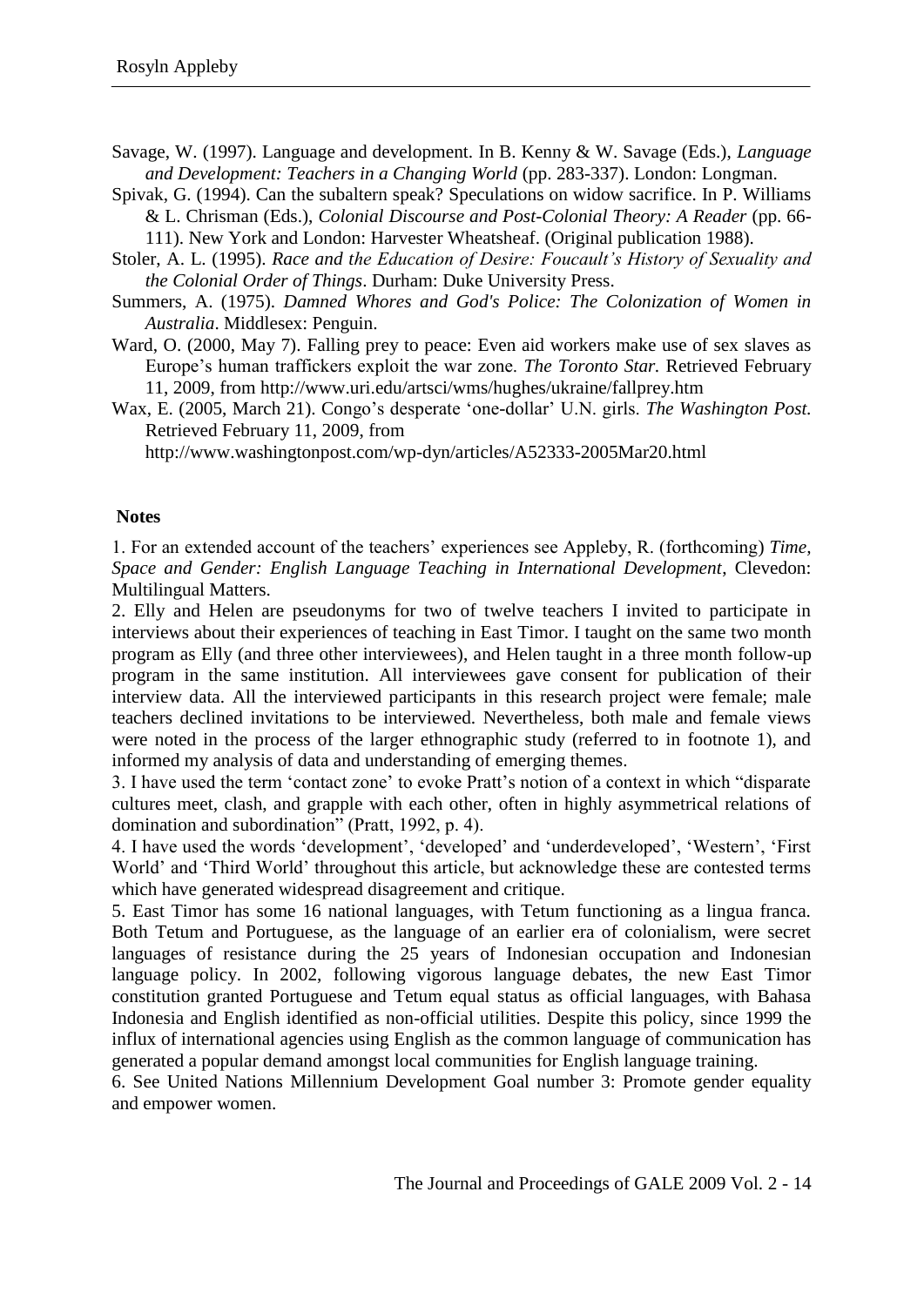Savage, W. (1997). Language and development. In B. Kenny & W. Savage (Eds.), *Language and Development: Teachers in a Changing World* (pp. 283-337). London: Longman.

Spivak, G. (1994). Can the subaltern speak? Speculations on widow sacrifice. In P. Williams & L. Chrisman (Eds.), *Colonial Discourse and Post-Colonial Theory: A Reader* (pp. 66-111). New York and London: Harvester Wheatsheaf. (Original publication 1988).

Stoler, A. L. (1995). *Race and the Education of Desire: Foucault's History of Sexuality and the Colonial Order of Things*. Durham: Duke University Press.

Summers, A. (1975). *Damned Whores and God's Police: The Colonization of Women in Australia*. Middlesex: Penguin.

Ward, O. (2000, May 7). Falling prey to peace: Even aid workers make use of sex slaves as Europe's human traffickers exploit the war zone. *The Toronto Star.* Retrieved February 11, 2009, from http://www.uri.edu/artsci/wms/hughes/ukraine/fallprey.htm

Wax, E. (2005, March 21). Congo's desperate 'one-dollar' U.N. girls. *The Washington Post.* Retrieved February 11, 2009, from http://www.washingtonpost.com/wp-dyn/articles/A52333-2005Mar20.html

**Notes**

1. For an extended account of the teachers' experiences see Appleby, R. (forthcoming) *Time, Space and Gender: English Language Teaching in International Development*, Clevedon: Multilingual Matters.

2. Elly and Helen are pseudonyms for two of twelve teachers I invited to participate in interviews about their experiences of teaching in East Timor. I taught on the same two month program as Elly (and three other interviewees), and Helen taught in a three month follow-up program in the same institution. All interviewees gave consent for publication of their interview data. All the interviewed participants in this research project were female; male teachers declined invitations to be interviewed. Nevertheless, both male and female views were noted in the process of the larger ethnographic study (referred to in footnote 1), and informed my analysis of data and understanding of emerging themes.

3. I have used the term 'contact zone' to evoke Pratt's notion of a context in which "disparate cultures meet, clash, and grapple with each other, often in highly asymmetrical relations of domination and subordination" (Pratt, 1992, p. 4).

4. I have used the words 'development', 'developed' and 'underdeveloped', 'Western', 'First World' and 'Third World' throughout this article, but acknowledge these are contested terms which have generated widespread disagreement and critique.

5. East Timor has some 16 national languages, with Tetum functioning as a lingua franca. Both Tetum and Portuguese, as the language of an earlier era of colonialism, were secret languages of resistance during the 25 years of Indonesian occupation and Indonesian language policy. In 2002, following vigorous language debates, the new East Timor constitution granted Portuguese and Tetum equal status as official languages, with Bahasa Indonesia and English identified as non-official utilities. Despite this policy, since 1999 the influx of international agencies using English as the common language of communication has generated a popular demand amongst local communities for English language training.

6. See United Nations Millennium Development Goal number 3: Promote gender equality and empower women.